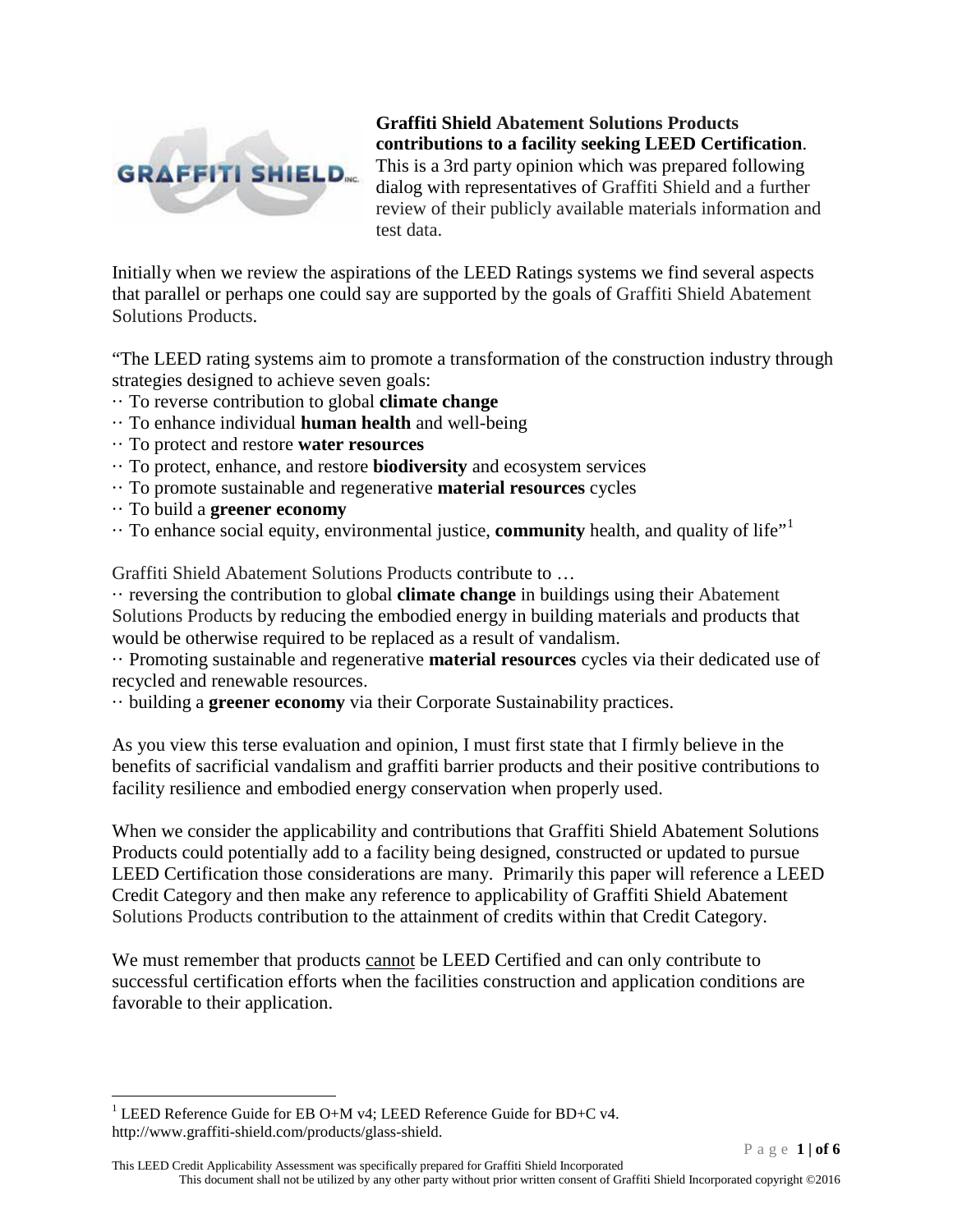**Graffiti Shield Abatement Solutions Products contributions to a facility seeking LEED Certification**. This is a 3rd party opinion which was prepared following dialog with representatives of Graffiti Shield and a further review of their publicly available materials information and test data.

Initially when we review the aspirations of the LEED Ratings systems we find several aspects that parallel or perhaps one could say are supported by the goals of Graffiti Shield Abatement Solutions Products.

"The LEED rating systems aim to promote a transformation of the construction industry through strategies designed to achieve seven goals:

- To reverse contribution to global **climate change**
- To enhance individual **human health** and well-being
- To protect and restore **water resources**
- To protect, enhance, and restore **biodiversity** and ecosystem services
- To promote sustainable and regenerative **material resources** cycles
- To build a **greener economy**
- To enhance social equity, environmental justice, **community** health, and quality of life"[1]

Graffiti Shield Abatement Solutions Products contribute to …

- reversing the contribution to global **climate change** in buildings using their Abatement Solutions Products by reducing the embodied energy in building materials and products that would be otherwise required to be replaced as a result of vandalism.
- Promoting sustainable and regenerative **material resources** cycles via their dedicated use of recycled and renewable resources.
- building a **greener economy** via their Corporate Sustainability practices.

As you view this terse evaluation and opinion, I must first state that I firmly believe in the benefits of sacrificial vandalism and graffiti barrier products and their positive contributions to facility resilience and embodied energy conservation when properly used.

When we consider the applicability and contributions that Graffiti Shield Abatement Solutions Products could potentially add to a facility being designed, constructed or updated to pursue LEED Certification those considerations are many. Primarily this paper will reference a LEED Credit Category and then make any reference to applicability of Graffiti Shield Abatement Solutions Products contribution to the attainment of credits within that Credit Category.

We must remember that products cannot be LEED Certified and can only contribute to successful certification efforts when the facilities construction and application conditions are favorable to their application.

[1] LEED Reference Guide for EB O+M v4; LEED Reference Guide for BD+C v4. http://www.graffiti-shield.com/products/glass-shield.

This LEED Credit Applicability Assessment was specifically prepared for Graffiti Shield Incorporated
This document shall not be utilized by any other party without prior written consent of Graffiti Shield Incorporated copyright ©2016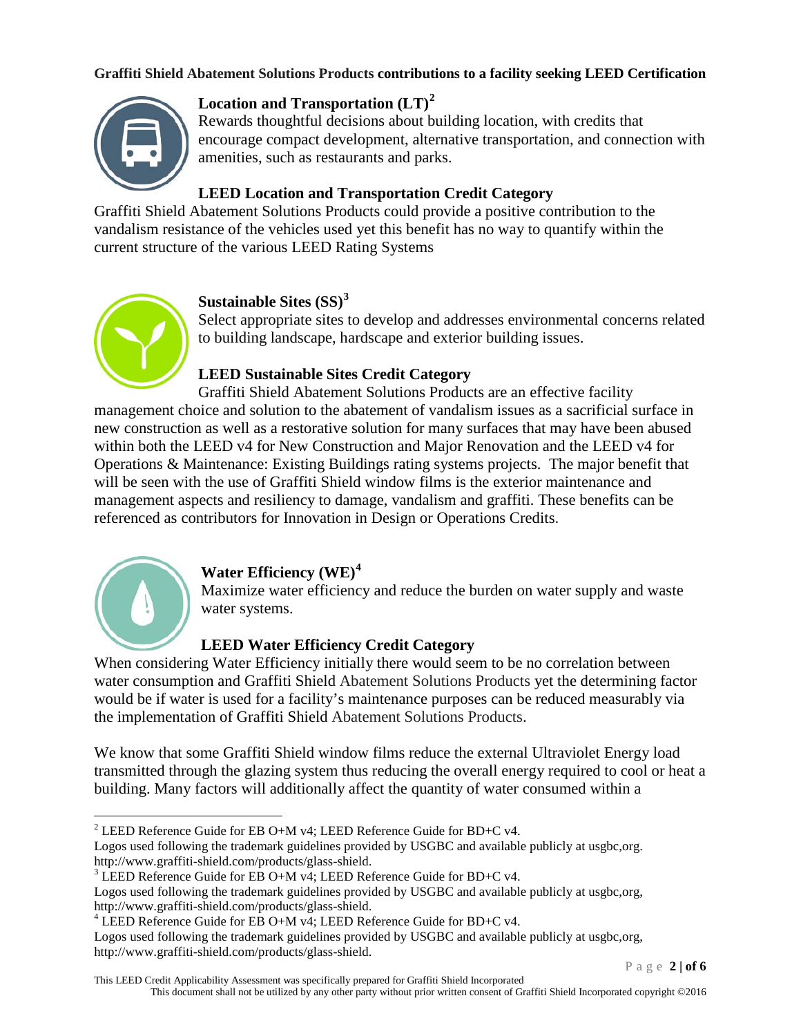**Graffiti Shield Abatement Solutions Products contributions to a facility seeking LEED Certification**

### Location and Transportation (LT)[2]

Rewards thoughtful decisions about building location, with credits that encourage compact development, alternative transportation, and connection with amenities, such as restaurants and parks.

### LEED Location and Transportation Credit Category

Graffiti Shield Abatement Solutions Products could provide a positive contribution to the vandalism resistance of the vehicles used yet this benefit has no way to quantify within the current structure of the various LEED Rating Systems

### Sustainable Sites (SS)[3]

Select appropriate sites to develop and addresses environmental concerns related to building landscape, hardscape and exterior building issues.

### LEED Sustainable Sites Credit Category

Graffiti Shield Abatement Solutions Products are an effective facility management choice and solution to the abatement of vandalism issues as a sacrificial surface in new construction as well as a restorative solution for many surfaces that may have been abused within both the LEED v4 for New Construction and Major Renovation and the LEED v4 for Operations & Maintenance: Existing Buildings rating systems projects. The major benefit that will be seen with the use of Graffiti Shield window films is the exterior maintenance and management aspects and resiliency to damage, vandalism and graffiti. These benefits can be referenced as contributors for Innovation in Design or Operations Credits.

### Water Efficiency (WE)[4]

Maximize water efficiency and reduce the burden on water supply and waste water systems.

### LEED Water Efficiency Credit Category

When considering Water Efficiency initially there would seem to be no correlation between water consumption and Graffiti Shield Abatement Solutions Products yet the determining factor would be if water is used for a facility's maintenance purposes can be reduced measurably via the implementation of Graffiti Shield Abatement Solutions Products.

We know that some Graffiti Shield window films reduce the external Ultraviolet Energy load transmitted through the glazing system thus reducing the overall energy required to cool or heat a building. Many factors will additionally affect the quantity of water consumed within a

---

[2] LEED Reference Guide for EB O+M v4; LEED Reference Guide for BD+C v4.
Logos used following the trademark guidelines provided by USGBC and available publicly at usgbc,org. http://www.graffiti-shield.com/products/glass-shield.

[3] LEED Reference Guide for EB O+M v4; LEED Reference Guide for BD+C v4.
Logos used following the trademark guidelines provided by USGBC and available publicly at usgbc,org, http://www.graffiti-shield.com/products/glass-shield.

[4] LEED Reference Guide for EB O+M v4; LEED Reference Guide for BD+C v4.
Logos used following the trademark guidelines provided by USGBC and available publicly at usgbc,org, http://www.graffiti-shield.com/products/glass-shield.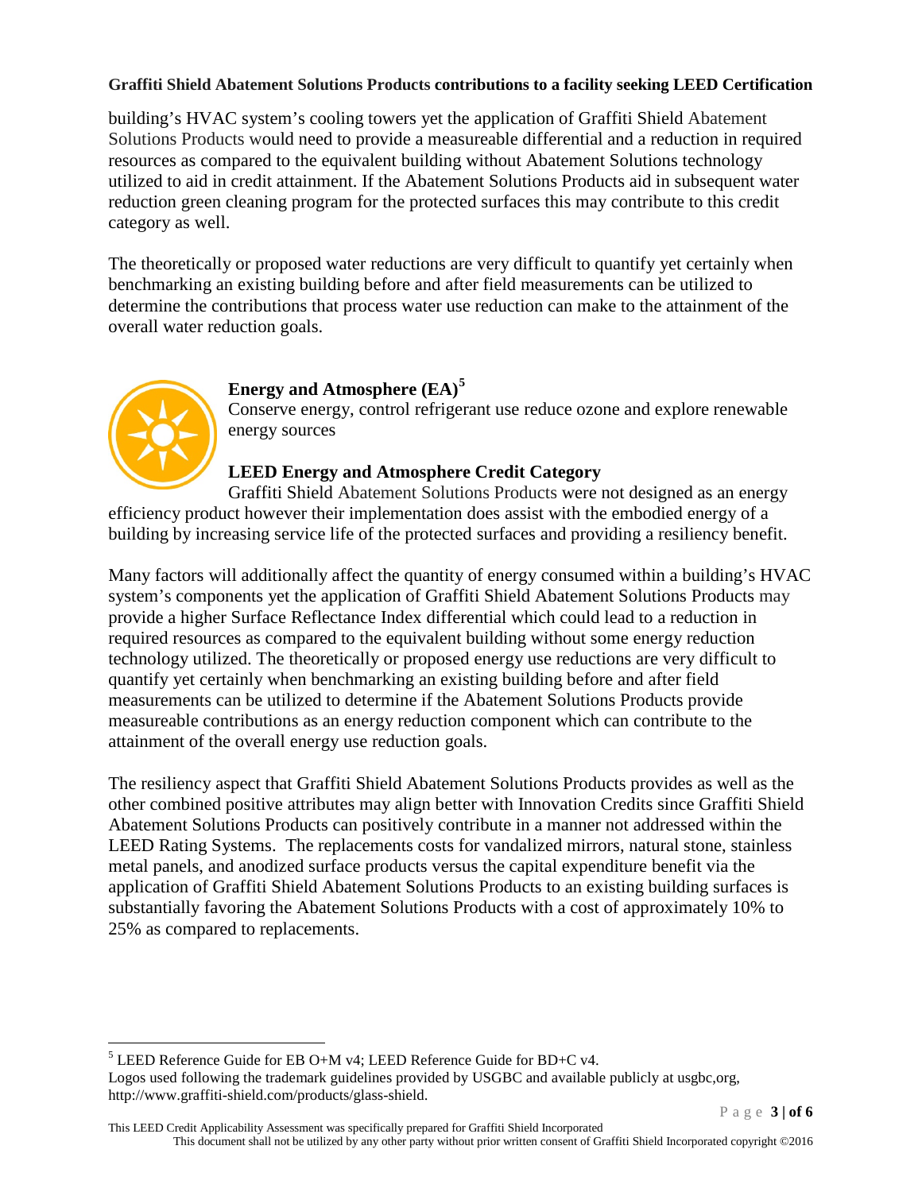building's HVAC system's cooling towers yet the application of Graffiti Shield Abatement Solutions Products would need to provide a measureable differential and a reduction in required resources as compared to the equivalent building without Abatement Solutions technology utilized to aid in credit attainment. If the Abatement Solutions Products aid in subsequent water reduction green cleaning program for the protected surfaces this may contribute to this credit category as well.

The theoretically or proposed water reductions are very difficult to quantify yet certainly when benchmarking an existing building before and after field measurements can be utilized to determine the contributions that process water use reduction can make to the attainment of the overall water reduction goals.

## Energy and Atmosphere (EA)[5]

Conserve energy, control refrigerant use reduce ozone and explore renewable energy sources

### LEED Energy and Atmosphere Credit Category

Graffiti Shield Abatement Solutions Products were not designed as an energy efficiency product however their implementation does assist with the embodied energy of a building by increasing service life of the protected surfaces and providing a resiliency benefit.

Many factors will additionally affect the quantity of energy consumed within a building's HVAC system's components yet the application of Graffiti Shield Abatement Solutions Products may provide a higher Surface Reflectance Index differential which could lead to a reduction in required resources as compared to the equivalent building without some energy reduction technology utilized. The theoretically or proposed energy use reductions are very difficult to quantify yet certainly when benchmarking an existing building before and after field measurements can be utilized to determine if the Abatement Solutions Products provide measureable contributions as an energy reduction component which can contribute to the attainment of the overall energy use reduction goals.

The resiliency aspect that Graffiti Shield Abatement Solutions Products provides as well as the other combined positive attributes may align better with Innovation Credits since Graffiti Shield Abatement Solutions Products can positively contribute in a manner not addressed within the LEED Rating Systems. The replacements costs for vandalized mirrors, natural stone, stainless metal panels, and anodized surface products versus the capital expenditure benefit via the application of Graffiti Shield Abatement Solutions Products to an existing building surfaces is substantially favoring the Abatement Solutions Products with a cost of approximately 10% to 25% as compared to replacements.

---

[5] LEED Reference Guide for EB O+M v4; LEED Reference Guide for BD+C v4.
Logos used following the trademark guidelines provided by USGBC and available publicly at usgbc,org, http://www.graffiti-shield.com/products/glass-shield.

This LEED Credit Applicability Assessment was specifically prepared for Graffiti Shield Incorporated
This document shall not be utilized by any other party without prior written consent of Graffiti Shield Incorporated copyright ©2016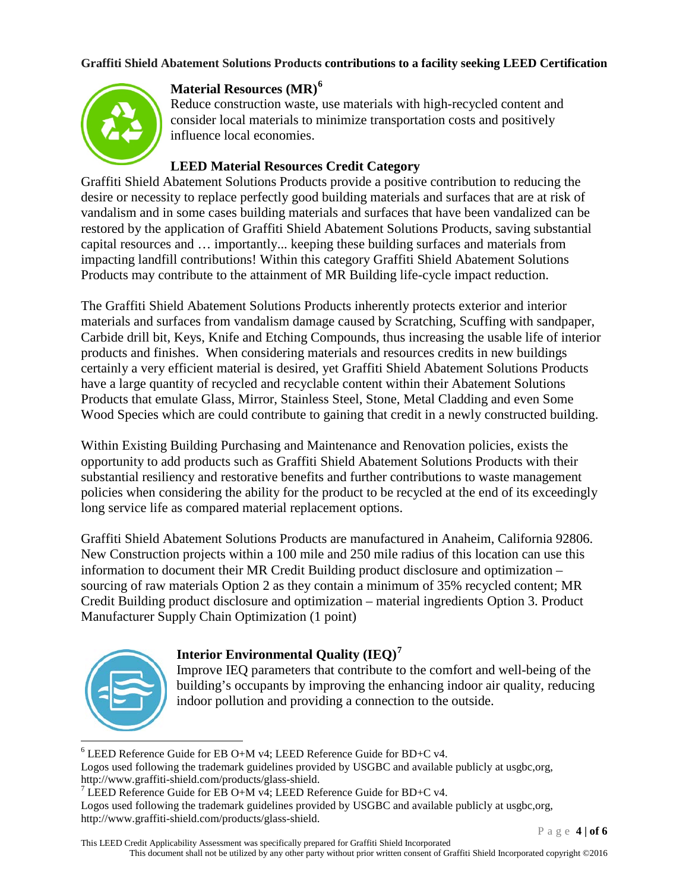**Graffiti Shield Abatement Solutions Products contributions to a facility seeking LEED Certification**

## Material Resources (MR)[6]

Reduce construction waste, use materials with high-recycled content and consider local materials to minimize transportation costs and positively influence local economies.

### LEED Material Resources Credit Category

Graffiti Shield Abatement Solutions Products provide a positive contribution to reducing the desire or necessity to replace perfectly good building materials and surfaces that are at risk of vandalism and in some cases building materials and surfaces that have been vandalized can be restored by the application of Graffiti Shield Abatement Solutions Products, saving substantial capital resources and … importantly... keeping these building surfaces and materials from impacting landfill contributions! Within this category Graffiti Shield Abatement Solutions Products may contribute to the attainment of MR Building life-cycle impact reduction.

The Graffiti Shield Abatement Solutions Products inherently protects exterior and interior materials and surfaces from vandalism damage caused by Scratching, Scuffing with sandpaper, Carbide drill bit, Keys, Knife and Etching Compounds, thus increasing the usable life of interior products and finishes. When considering materials and resources credits in new buildings certainly a very efficient material is desired, yet Graffiti Shield Abatement Solutions Products have a large quantity of recycled and recyclable content within their Abatement Solutions Products that emulate Glass, Mirror, Stainless Steel, Stone, Metal Cladding and even Some Wood Species which are could contribute to gaining that credit in a newly constructed building.

Within Existing Building Purchasing and Maintenance and Renovation policies, exists the opportunity to add products such as Graffiti Shield Abatement Solutions Products with their substantial resiliency and restorative benefits and further contributions to waste management policies when considering the ability for the product to be recycled at the end of its exceedingly long service life as compared material replacement options.

Graffiti Shield Abatement Solutions Products are manufactured in Anaheim, California 92806. New Construction projects within a 100 mile and 250 mile radius of this location can use this information to document their MR Credit Building product disclosure and optimization – sourcing of raw materials Option 2 as they contain a minimum of 35% recycled content; MR Credit Building product disclosure and optimization – material ingredients Option 3. Product Manufacturer Supply Chain Optimization (1 point)

## Interior Environmental Quality (IEQ)[7]

Improve IEQ parameters that contribute to the comfort and well-being of the building's occupants by improving the enhancing indoor air quality, reducing indoor pollution and providing a connection to the outside.

---

[6] LEED Reference Guide for EB O+M v4; LEED Reference Guide for BD+C v4.
Logos used following the trademark guidelines provided by USGBC and available publicly at usgbc,org, http://www.graffiti-shield.com/products/glass-shield.

[7] LEED Reference Guide for EB O+M v4; LEED Reference Guide for BD+C v4.
Logos used following the trademark guidelines provided by USGBC and available publicly at usgbc,org, http://www.graffiti-shield.com/products/glass-shield.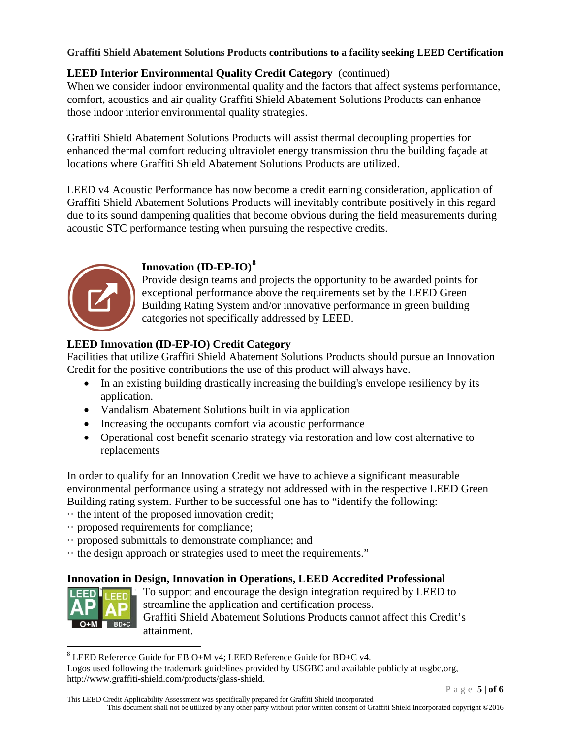**Graffiti Shield Abatement Solutions Products contributions to a facility seeking LEED Certification**

**LEED Interior Environmental Quality Credit Category** (continued)
When we consider indoor environmental quality and the factors that affect systems performance, comfort, acoustics and air quality Graffiti Shield Abatement Solutions Products can enhance those indoor interior environmental quality strategies.

Graffiti Shield Abatement Solutions Products will assist thermal decoupling properties for enhanced thermal comfort reducing ultraviolet energy transmission thru the building façade at locations where Graffiti Shield Abatement Solutions Products are utilized.

LEED v4 Acoustic Performance has now become a credit earning consideration, application of Graffiti Shield Abatement Solutions Products will inevitably contribute positively in this regard due to its sound dampening qualities that become obvious during the field measurements during acoustic STC performance testing when pursuing the respective credits.

### Innovation (ID-EP-IO)[8]

Provide design teams and projects the opportunity to be awarded points for exceptional performance above the requirements set by the LEED Green Building Rating System and/or innovative performance in green building categories not specifically addressed by LEED.

### LEED Innovation (ID-EP-IO) Credit Category

Facilities that utilize Graffiti Shield Abatement Solutions Products should pursue an Innovation Credit for the positive contributions the use of this product will always have.

- In an existing building drastically increasing the building's envelope resiliency by its application.
- Vandalism Abatement Solutions built in via application
- Increasing the occupants comfort via acoustic performance
- Operational cost benefit scenario strategy via restoration and low cost alternative to replacements

In order to qualify for an Innovation Credit we have to achieve a significant measurable environmental performance using a strategy not addressed with in the respective LEED Green Building rating system. Further to be successful one has to "identify the following:

·· the intent of the proposed innovation credit;
·· proposed requirements for compliance;
·· proposed submittals to demonstrate compliance; and
·· the design approach or strategies used to meet the requirements."

### Innovation in Design, Innovation in Operations, LEED Accredited Professional

To support and encourage the design integration required by LEED to streamline the application and certification process.
Graffiti Shield Abatement Solutions Products cannot affect this Credit's attainment.

---

[8] LEED Reference Guide for EB O+M v4; LEED Reference Guide for BD+C v4.
Logos used following the trademark guidelines provided by USGBC and available publicly at usgbc,org, http://www.graffiti-shield.com/products/glass-shield.

This LEED Credit Applicability Assessment was specifically prepared for Graffiti Shield Incorporated
This document shall not be utilized by any other party without prior written consent of Graffiti Shield Incorporated copyright ©2016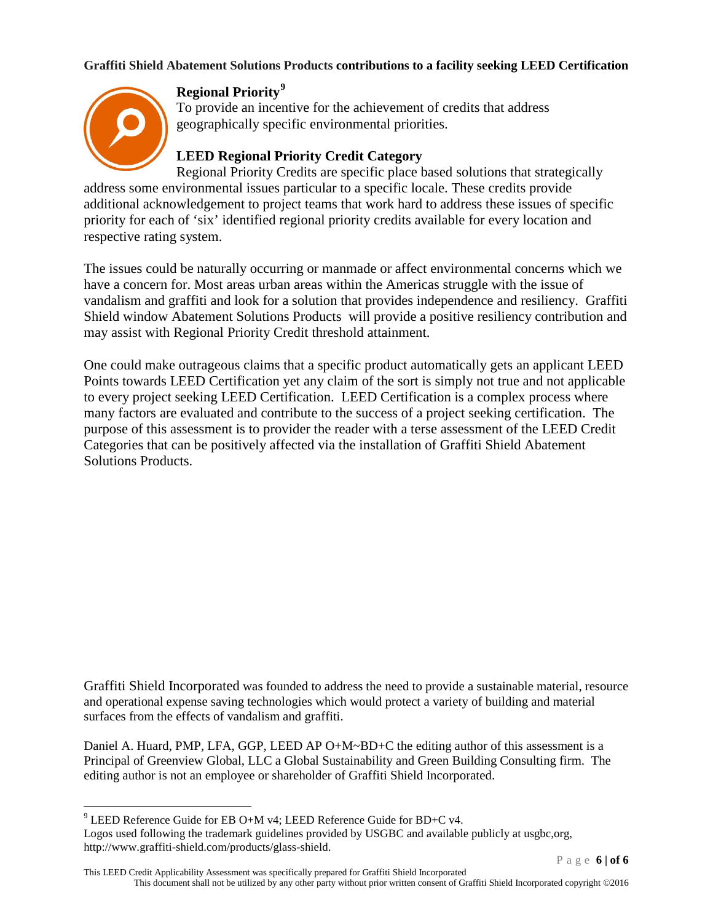**Graffiti Shield Abatement Solutions Products contributions to a facility seeking LEED Certification**

## Regional Priority[9]

To provide an incentive for the achievement of credits that address geographically specific environmental priorities.

## LEED Regional Priority Credit Category

Regional Priority Credits are specific place based solutions that strategically address some environmental issues particular to a specific locale. These credits provide additional acknowledgement to project teams that work hard to address these issues of specific priority for each of 'six' identified regional priority credits available for every location and respective rating system.

The issues could be naturally occurring or manmade or affect environmental concerns which we have a concern for. Most areas urban areas within the Americas struggle with the issue of vandalism and graffiti and look for a solution that provides independence and resiliency. Graffiti Shield window Abatement Solutions Products will provide a positive resiliency contribution and may assist with Regional Priority Credit threshold attainment.

One could make outrageous claims that a specific product automatically gets an applicant LEED Points towards LEED Certification yet any claim of the sort is simply not true and not applicable to every project seeking LEED Certification. LEED Certification is a complex process where many factors are evaluated and contribute to the success of a project seeking certification. The purpose of this assessment is to provider the reader with a terse assessment of the LEED Credit Categories that can be positively affected via the installation of Graffiti Shield Abatement Solutions Products.

Graffiti Shield Incorporated was founded to address the need to provide a sustainable material, resource and operational expense saving technologies which would protect a variety of building and material surfaces from the effects of vandalism and graffiti.

Daniel A. Huard, PMP, LFA, GGP, LEED AP O+M~BD+C the editing author of this assessment is a Principal of Greenview Global, LLC a Global Sustainability and Green Building Consulting firm. The editing author is not an employee or shareholder of Graffiti Shield Incorporated.

---

[9] LEED Reference Guide for EB O+M v4; LEED Reference Guide for BD+C v4.
Logos used following the trademark guidelines provided by USGBC and available publicly at usgbc,org, http://www.graffiti-shield.com/products/glass-shield.

This LEED Credit Applicability Assessment was specifically prepared for Graffiti Shield Incorporated
This document shall not be utilized by any other party without prior written consent of Graffiti Shield Incorporated copyright ©2016